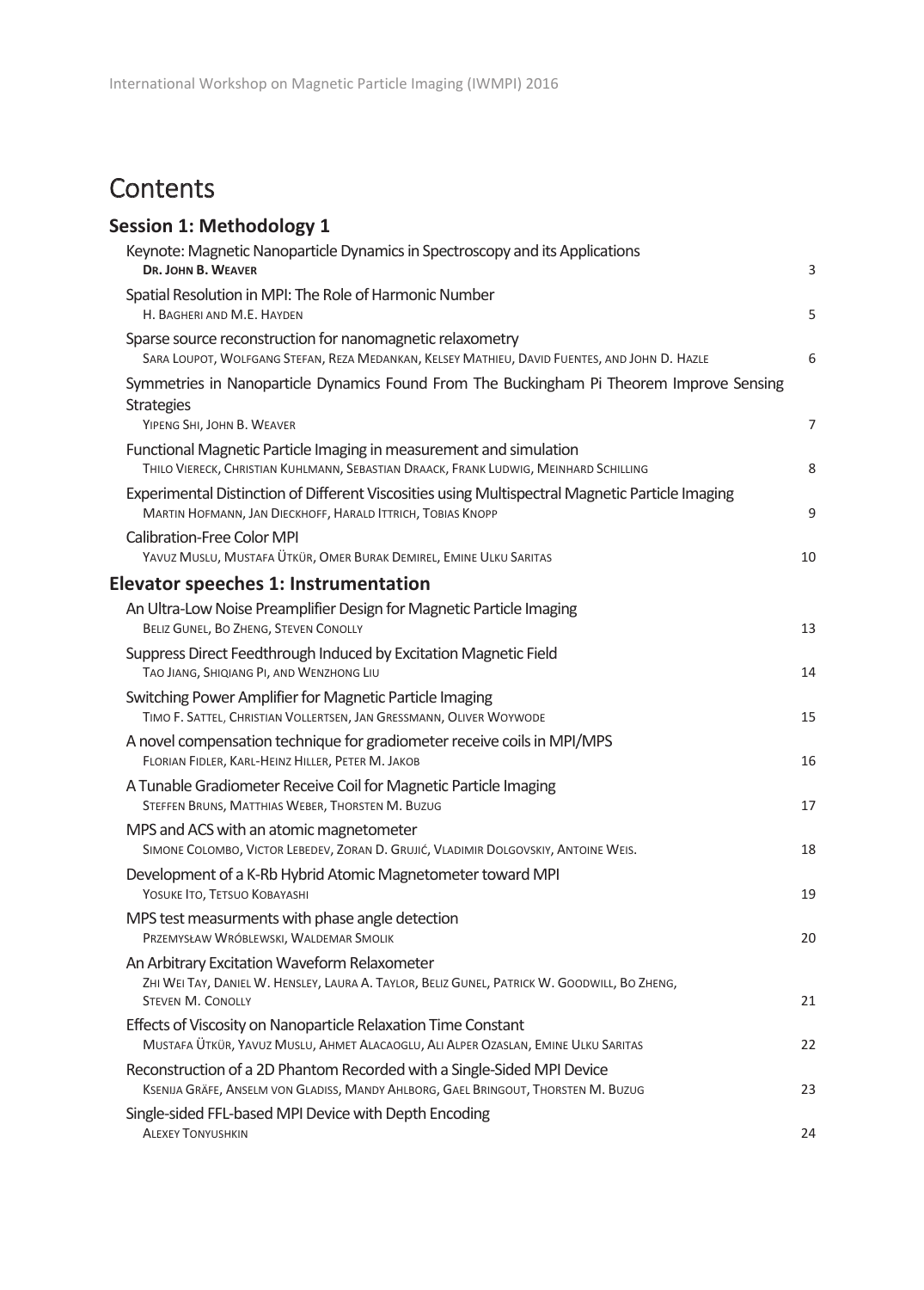# Contents

## Session 1: Methodology 1

Keynote: Magnetic Nanoparticle Dynamics in Spectroscopy and its Applications
**Dr. John B. Weaver** 3

Spatial Resolution in MPI: The Role of Harmonic Number
H. Bagheri and M.E. Hayden 5

Sparse source reconstruction for nanomagnetic relaxometry
Sara Loupot, Wolfgang Stefan, Reza Medankan, Kelsey Mathieu, David Fuentes, and John D. Hazle 6

Symmetries in Nanoparticle Dynamics Found From The Buckingham Pi Theorem Improve Sensing Strategies
Yipeng Shi, John B. Weaver 7

Functional Magnetic Particle Imaging in measurement and simulation
Thilo Viereck, Christian Kuhlmann, Sebastian Draack, Frank Ludwig, Meinhard Schilling 8

Experimental Distinction of Different Viscosities using Multispectral Magnetic Particle Imaging
Martin Hofmann, Jan Dieckhoff, Harald Ittrich, Tobias Knopp 9

Calibration-Free Color MPI
Yavuz Muslu, Mustafa Ütkür, Omer Burak Demirel, Emine Ulku Saritas 10

## Elevator speeches 1: Instrumentation

An Ultra-Low Noise Preamplifier Design for Magnetic Particle Imaging
Beliz Gunel, Bo Zheng, Steven Conolly 13

Suppress Direct Feedthrough Induced by Excitation Magnetic Field
Tao Jiang, Shiqiang Pi, and Wenzhong Liu 14

Switching Power Amplifier for Magnetic Particle Imaging
Timo F. Sattel, Christian Vollertsen, Jan Gressmann, Oliver Woywode 15

A novel compensation technique for gradiometer receive coils in MPI/MPS
Florian Fidler, Karl-Heinz Hiller, Peter M. Jakob 16

A Tunable Gradiometer Receive Coil for Magnetic Particle Imaging
Steffen Bruns, Matthias Weber, Thorsten M. Buzug 17

MPS and ACS with an atomic magnetometer
Simone Colombo, Victor Lebedev, Zoran D. Grujić, Vladimir Dolgovskiy, Antoine Weis. 18

Development of a K-Rb Hybrid Atomic Magnetometer toward MPI
Yosuke Ito, Tetsuo Kobayashi 19

MPS test measurments with phase angle detection
Przemysław Wróblewski, Waldemar Smolik 20

An Arbitrary Excitation Waveform Relaxometer
Zhi Wei Tay, Daniel W. Hensley, Laura A. Taylor, Beliz Gunel, Patrick W. Goodwill, Bo Zheng, Steven M. Conolly 21

Effects of Viscosity on Nanoparticle Relaxation Time Constant
Mustafa Ütkür, Yavuz Muslu, Ahmet Alacaoglu, Ali Alper Ozaslan, Emine Ulku Saritas 22

Reconstruction of a 2D Phantom Recorded with a Single-Sided MPI Device
Ksenija Gräfe, Anselm von Gladiss, Mandy Ahlborg, Gael Bringout, Thorsten M. Buzug 23

Single-sided FFL-based MPI Device with Depth Encoding
Alexey Tonyushkin 24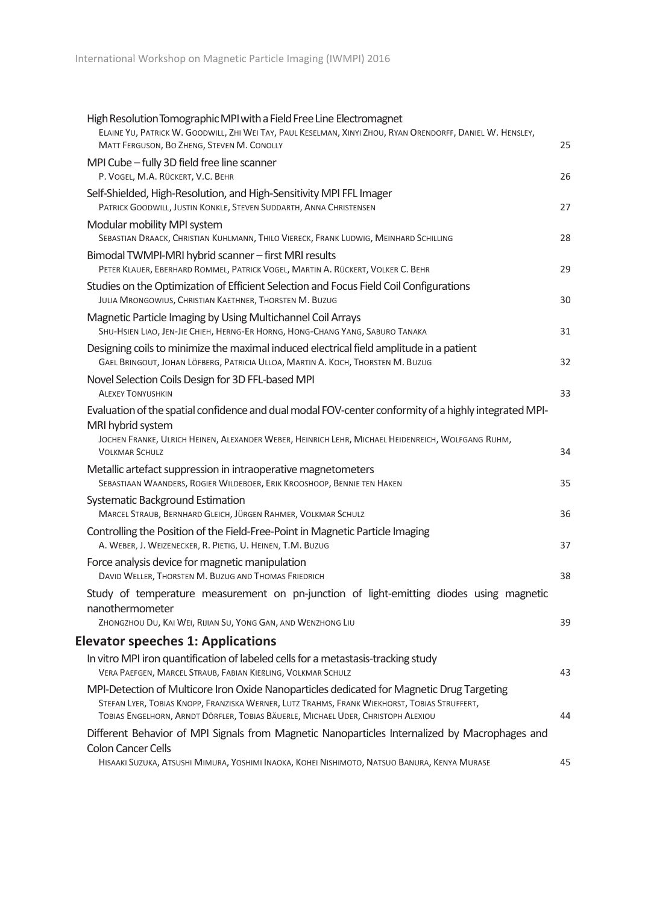High Resolution Tomographic MPI with a Field Free Line Electromagnet
ELAINE YU, PATRICK W. GOODWILL, ZHI WEI TAY, PAUL KESELMAN, XINYI ZHOU, RYAN ORENDORFF, DANIEL W. HENSLEY, MATT FERGUSON, BO ZHENG, STEVEN M. CONOLLY — 25

MPI Cube – fully 3D field free line scanner
P. VOGEL, M.A. RÜCKERT, V.C. BEHR — 26

Self-Shielded, High-Resolution, and High-Sensitivity MPI FFL Imager
PATRICK GOODWILL, JUSTIN KONKLE, STEVEN SUDDARTH, ANNA CHRISTENSEN — 27

Modular mobility MPI system
SEBASTIAN DRAACK, CHRISTIAN KUHLMANN, THILO VIERECK, FRANK LUDWIG, MEINHARD SCHILLING — 28

Bimodal TWMPI-MRI hybrid scanner – first MRI results
PETER KLAUER, EBERHARD ROMMEL, PATRICK VOGEL, MARTIN A. RÜCKERT, VOLKER C. BEHR — 29

Studies on the Optimization of Efficient Selection and Focus Field Coil Configurations
JULIA MRONGOWIUS, CHRISTIAN KAETHNER, THORSTEN M. BUZUG — 30

Magnetic Particle Imaging by Using Multichannel Coil Arrays
SHU-HSIEN LIAO, JEN-JIE CHIEH, HERNG-ER HORNG, HONG-CHANG YANG, SABURO TANAKA — 31

Designing coils to minimize the maximal induced electrical field amplitude in a patient
GAEL BRINGOUT, JOHAN LÖFBERG, PATRICIA ULLOA, MARTIN A. KOCH, THORSTEN M. BUZUG — 32

Novel Selection Coils Design for 3D FFL-based MPI
ALEXEY TONYUSHKIN — 33

Evaluation of the spatial confidence and dual modal FOV-center conformity of a highly integrated MPI-MRI hybrid system
JOCHEN FRANKE, ULRICH HEINEN, ALEXANDER WEBER, HEINRICH LEHR, MICHAEL HEIDENREICH, WOLFGANG RUHM, VOLKMAR SCHULZ — 34

Metallic artefact suppression in intraoperative magnetometers
SEBASTIAAN WAANDERS, ROGIER WILDEBOER, ERIK KROOSHOOP, BENNIE TEN HAKEN — 35

Systematic Background Estimation
MARCEL STRAUB, BERNHARD GLEICH, JÜRGEN RAHMER, VOLKMAR SCHULZ — 36

Controlling the Position of the Field-Free-Point in Magnetic Particle Imaging
A. WEBER, J. WEIZENECKER, R. PIETIG, U. HEINEN, T.M. BUZUG — 37

Force analysis device for magnetic manipulation
DAVID WELLER, THORSTEN M. BUZUG AND THOMAS FRIEDRICH — 38

Study of temperature measurement on pn-junction of light-emitting diodes using magnetic nanothermometer
ZHONGZHOU DU, KAI WEI, RIJIAN SU, YONG GAN, AND WENZHONG LIU — 39

## Elevator speeches 1: Applications

In vitro MPI iron quantification of labeled cells for a metastasis-tracking study
VERA PAEFGEN, MARCEL STRAUB, FABIAN KIEßLING, VOLKMAR SCHULZ — 43

MPI-Detection of Multicore Iron Oxide Nanoparticles dedicated for Magnetic Drug Targeting
STEFAN LYER, TOBIAS KNOPP, FRANZISKA WERNER, LUTZ TRAHMS, FRANK WIEKHORST, TOBIAS STRUFFERT, TOBIAS ENGELHORN, ARNDT DÖRFLER, TOBIAS BÄUERLE, MICHAEL UDER, CHRISTOPH ALEXIOU — 44

Different Behavior of MPI Signals from Magnetic Nanoparticles Internalized by Macrophages and Colon Cancer Cells
HISAAKI SUZUKA, ATSUSHI MIMURA, YOSHIMI INAOKA, KOHEI NISHIMOTO, NATSUO BANURA, KENYA MURASE — 45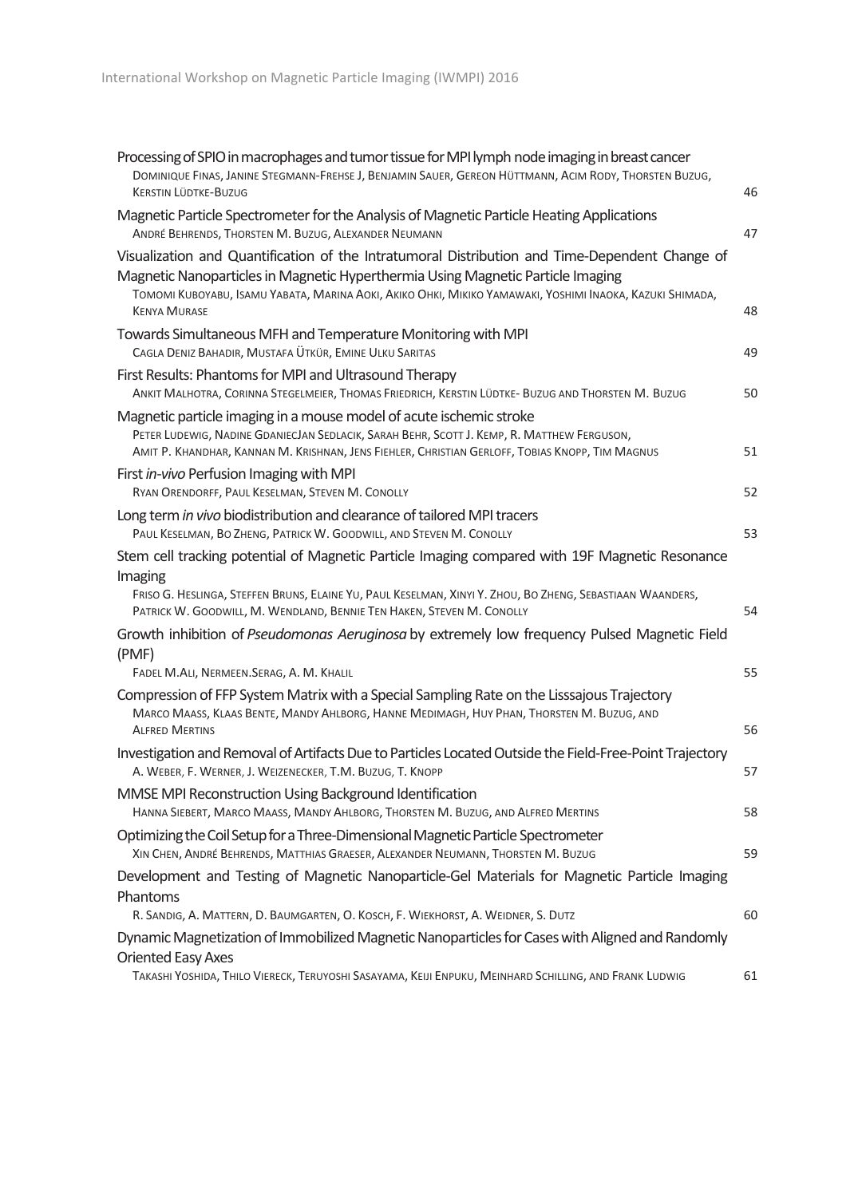Processing of SPIO in macrophages and tumor tissue for MPI lymph node imaging in breast cancer
DOMINIQUE FINAS, JANINE STEGMANN-FREHSE J, BENJAMIN SAUER, GEREON HÜTTMANN, ACIM RODY, THORSTEN BUZUG, KERSTIN LÜDTKE-BUZUG — 46

Magnetic Particle Spectrometer for the Analysis of Magnetic Particle Heating Applications
ANDRÉ BEHRENDS, THORSTEN M. BUZUG, ALEXANDER NEUMANN — 47

Visualization and Quantification of the Intratumoral Distribution and Time-Dependent Change of Magnetic Nanoparticles in Magnetic Hyperthermia Using Magnetic Particle Imaging
TOMOMI KUBOYABU, ISAMU YABATA, MARINA AOKI, AKIKO OHKI, MIKIKO YAMAWAKI, YOSHIMI INAOKA, KAZUKI SHIMADA, KENYA MURASE — 48

Towards Simultaneous MFH and Temperature Monitoring with MPI
CAGLA DENIZ BAHADIR, MUSTAFA ÜTKÜR, EMINE ULKU SARITAS — 49

First Results: Phantoms for MPI and Ultrasound Therapy
ANKIT MALHOTRA, CORINNA STEGELMEIER, THOMAS FRIEDRICH, KERSTIN LÜDTKE- BUZUG AND THORSTEN M. BUZUG — 50

Magnetic particle imaging in a mouse model of acute ischemic stroke
PETER LUDEWIG, NADINE GDANIECJAN SEDLACIK, SARAH BEHR, SCOTT J. KEMP, R. MATTHEW FERGUSON, AMIT P. KHANDHAR, KANNAN M. KRISHNAN, JENS FIEHLER, CHRISTIAN GERLOFF, TOBIAS KNOPP, TIM MAGNUS — 51

First *in-vivo* Perfusion Imaging with MPI
RYAN ORENDORFF, PAUL KESELMAN, STEVEN M. CONOLLY — 52

Long term *in vivo* biodistribution and clearance of tailored MPI tracers
PAUL KESELMAN, BO ZHENG, PATRICK W. GOODWILL, AND STEVEN M. CONOLLY — 53

Stem cell tracking potential of Magnetic Particle Imaging compared with 19F Magnetic Resonance Imaging
FRISO G. HESLINGA, STEFFEN BRUNS, ELAINE YU, PAUL KESELMAN, XINYI Y. ZHOU, BO ZHENG, SEBASTIAAN WAANDERS, PATRICK W. GOODWILL, M. WENDLAND, BENNIE TEN HAKEN, STEVEN M. CONOLLY — 54

Growth inhibition of *Pseudomonas Aeruginosa* by extremely low frequency Pulsed Magnetic Field (PMF)
FADEL M.ALI, NERMEEN.SERAG, A. M. KHALIL — 55

Compression of FFP System Matrix with a Special Sampling Rate on the Lisssajous Trajectory
MARCO MAASS, KLAAS BENTE, MANDY AHLBORG, HANNE MEDIMAGH, HUY PHAN, THORSTEN M. BUZUG, AND ALFRED MERTINS — 56

Investigation and Removal of Artifacts Due to Particles Located Outside the Field-Free-Point Trajectory
A. WEBER, F. WERNER, J. WEIZENECKER, T.M. BUZUG, T. KNOPP — 57

MMSE MPI Reconstruction Using Background Identification
HANNA SIEBERT, MARCO MAASS, MANDY AHLBORG, THORSTEN M. BUZUG, AND ALFRED MERTINS — 58

Optimizing the Coil Setup for a Three-Dimensional Magnetic Particle Spectrometer
XIN CHEN, ANDRÉ BEHRENDS, MATTHIAS GRAESER, ALEXANDER NEUMANN, THORSTEN M. BUZUG — 59

Development and Testing of Magnetic Nanoparticle-Gel Materials for Magnetic Particle Imaging Phantoms
R. SANDIG, A. MATTERN, D. BAUMGARTEN, O. KOSCH, F. WIEKHORST, A. WEIDNER, S. DUTZ — 60

Dynamic Magnetization of Immobilized Magnetic Nanoparticles for Cases with Aligned and Randomly Oriented Easy Axes
TAKASHI YOSHIDA, THILO VIERECK, TERUYOSHI SASAYAMA, KEIJI ENPUKU, MEINHARD SCHILLING, AND FRANK LUDWIG — 61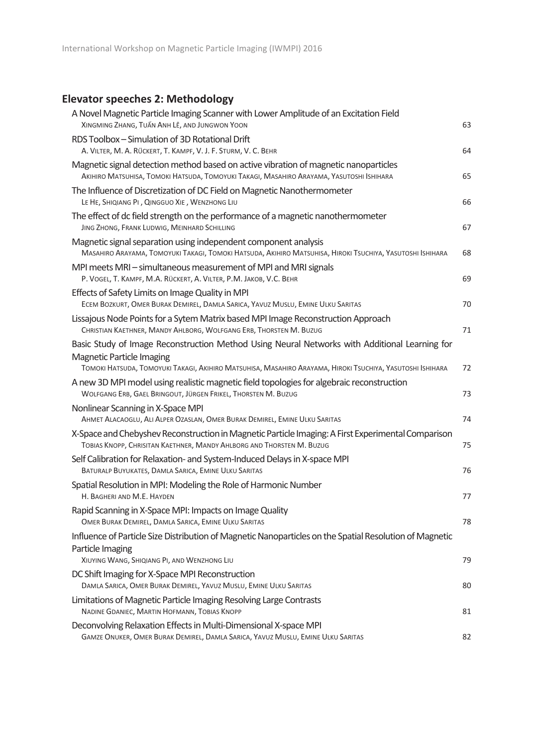## Elevator speeches 2: Methodology

A Novel Magnetic Particle Imaging Scanner with Lower Amplitude of an Excitation Field
XINGMING ZHANG, TUẤN ANH LÊ, AND JUNGWON YOON — 63

RDS Toolbox – Simulation of 3D Rotational Drift
A. VILTER, M. A. RÜCKERT, T. KAMPF, V. J. F. STURM, V. C. BEHR — 64

Magnetic signal detection method based on active vibration of magnetic nanoparticles
AKIHIRO MATSUHISA, TOMOKI HATSUDA, TOMOYUKI TAKAGI, MASAHIRO ARAYAMA, YASUTOSHI ISHIHARA — 65

The Influence of Discretization of DC Field on Magnetic Nanothermometer
LE HE, SHIQIANG PI, QINGGUO XIE, WENZHONG LIU — 66

The effect of dc field strength on the performance of a magnetic nanothermometer
JING ZHONG, FRANK LUDWIG, MEINHARD SCHILLING — 67

Magnetic signal separation using independent component analysis
MASAHIRO ARAYAMA, TOMOYUKI TAKAGI, TOMOKI HATSUDA, AKIHIRO MATSUHISA, HIROKI TSUCHIYA, YASUTOSHI ISHIHARA — 68

MPI meets MRI – simultaneous measurement of MPI and MRI signals
P. VOGEL, T. KAMPF, M.A. RÜCKERT, A. VILTER, P.M. JAKOB, V.C. BEHR — 69

Effects of Safety Limits on Image Quality in MPI
ECEM BOZKURT, OMER BURAK DEMIREL, DAMLA SARICA, YAVUZ MUSLU, EMINE ULKU SARITAS — 70

Lissajous Node Points for a Sytem Matrix based MPI Image Reconstruction Approach
CHRISTIAN KAETHNER, MANDY AHLBORG, WOLFGANG ERB, THORSTEN M. BUZUG — 71

Basic Study of Image Reconstruction Method Using Neural Networks with Additional Learning for Magnetic Particle Imaging
TOMOKI HATSUDA, TOMOYUKI TAKAGI, AKIHIRO MATSUHISA, MASAHIRO ARAYAMA, HIROKI TSUCHIYA, YASUTOSHI ISHIHARA — 72

A new 3D MPI model using realistic magnetic field topologies for algebraic reconstruction
WOLFGANG ERB, GAEL BRINGOUT, JÜRGEN FRIKEL, THORSTEN M. BUZUG — 73

Nonlinear Scanning in X-Space MPI
AHMET ALACAOGLU, ALI ALPER OZASLAN, OMER BURAK DEMIREL, EMINE ULKU SARITAS — 74

X-Space and Chebyshev Reconstruction in Magnetic Particle Imaging: A First Experimental Comparison
TOBIAS KNOPP, CHRISITAN KAETHNER, MANDY AHLBORG AND THORSTEN M. BUZUG — 75

Self Calibration for Relaxation- and System-Induced Delays in X-space MPI
BATURALP BUYUKATES, DAMLA SARICA, EMINE ULKU SARITAS — 76

Spatial Resolution in MPI: Modeling the Role of Harmonic Number
H. BAGHERI AND M.E. HAYDEN — 77

Rapid Scanning in X-Space MPI: Impacts on Image Quality
OMER BURAK DEMIREL, DAMLA SARICA, EMINE ULKU SARITAS — 78

Influence of Particle Size Distribution of Magnetic Nanoparticles on the Spatial Resolution of Magnetic Particle Imaging
XIUYING WANG, SHIQIANG PI, AND WENZHONG LIU — 79

DC Shift Imaging for X-Space MPI Reconstruction
DAMLA SARICA, OMER BURAK DEMIREL, YAVUZ MUSLU, EMINE ULKU SARITAS — 80

Limitations of Magnetic Particle Imaging Resolving Large Contrasts
NADINE GDANIEC, MARTIN HOFMANN, TOBIAS KNOPP — 81

Deconvolving Relaxation Effects in Multi-Dimensional X-space MPI
GAMZE ONUKER, OMER BURAK DEMIREL, DAMLA SARICA, YAVUZ MUSLU, EMINE ULKU SARITAS — 82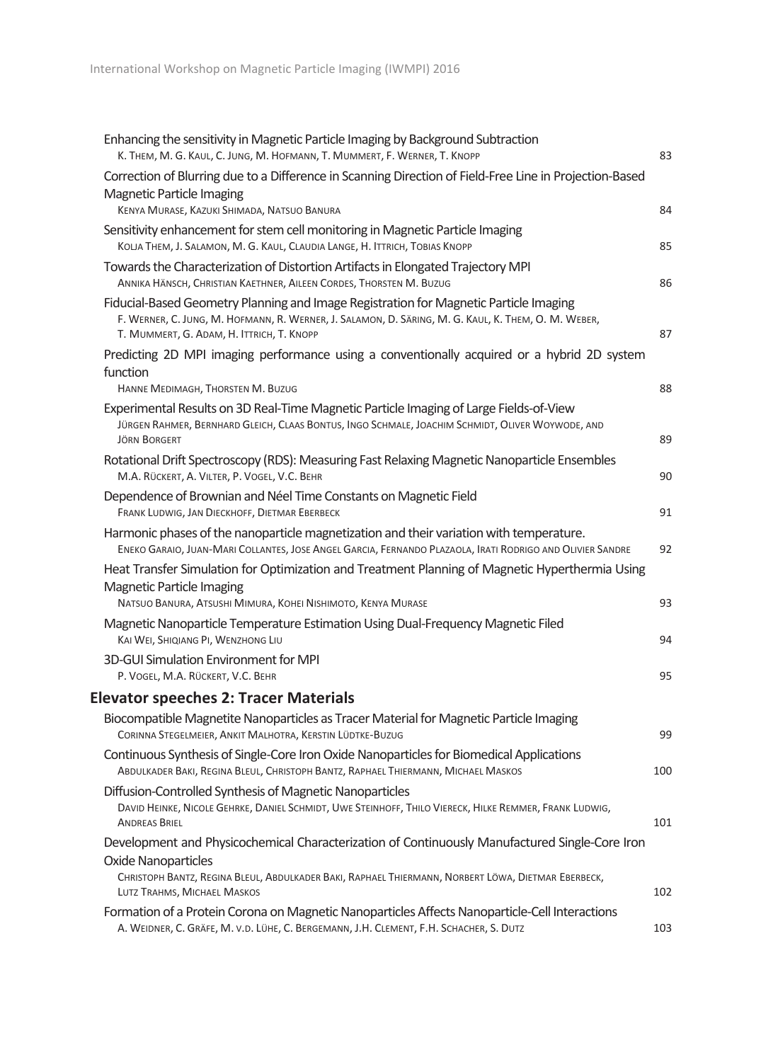Enhancing the sensitivity in Magnetic Particle Imaging by Background Subtraction
K. Them, M. G. Kaul, C. Jung, M. Hofmann, T. Mummert, F. Werner, T. Knopp — 83

Correction of Blurring due to a Difference in Scanning Direction of Field-Free Line in Projection-Based Magnetic Particle Imaging
Kenya Murase, Kazuki Shimada, Natsuo Banura — 84

Sensitivity enhancement for stem cell monitoring in Magnetic Particle Imaging
Kolja Them, J. Salamon, M. G. Kaul, Claudia Lange, H. Ittrich, Tobias Knopp — 85

Towards the Characterization of Distortion Artifacts in Elongated Trajectory MPI
Annika Hänsch, Christian Kaethner, Aileen Cordes, Thorsten M. Buzug — 86

Fiducial-Based Geometry Planning and Image Registration for Magnetic Particle Imaging
F. Werner, C. Jung, M. Hofmann, R. Werner, J. Salamon, D. Säring, M. G. Kaul, K. Them, O. M. Weber, T. Mummert, G. Adam, H. Ittrich, T. Knopp — 87

Predicting 2D MPI imaging performance using a conventionally acquired or a hybrid 2D system function
Hanne Medimagh, Thorsten M. Buzug — 88

Experimental Results on 3D Real-Time Magnetic Particle Imaging of Large Fields-of-View
Jürgen Rahmer, Bernhard Gleich, Claas Bontus, Ingo Schmale, Joachim Schmidt, Oliver Woywode, and Jörn Borgert — 89

Rotational Drift Spectroscopy (RDS): Measuring Fast Relaxing Magnetic Nanoparticle Ensembles
M.A. Rückert, A. Vilter, P. Vogel, V.C. Behr — 90

Dependence of Brownian and Néel Time Constants on Magnetic Field
Frank Ludwig, Jan Dieckhoff, Dietmar Eberbeck — 91

Harmonic phases of the nanoparticle magnetization and their variation with temperature.
Eneko Garaio, Juan-Mari Collantes, Jose Angel Garcia, Fernando Plazaola, Irati Rodrigo and Olivier Sandre — 92

Heat Transfer Simulation for Optimization and Treatment Planning of Magnetic Hyperthermia Using Magnetic Particle Imaging
Natsuo Banura, Atsushi Mimura, Kohei Nishimoto, Kenya Murase — 93

Magnetic Nanoparticle Temperature Estimation Using Dual-Frequency Magnetic Filed
Kai Wei, Shiqiang Pi, Wenzhong Liu — 94

3D-GUI Simulation Environment for MPI
P. Vogel, M.A. Rückert, V.C. Behr — 95

## Elevator speeches 2: Tracer Materials

Biocompatible Magnetite Nanoparticles as Tracer Material for Magnetic Particle Imaging
Corinna Stegelmeier, Ankit Malhotra, Kerstin Lüdtke-Buzug — 99

Continuous Synthesis of Single-Core Iron Oxide Nanoparticles for Biomedical Applications
Abdulkader Baki, Regina Bleul, Christoph Bantz, Raphael Thiermann, Michael Maskos — 100

Diffusion-Controlled Synthesis of Magnetic Nanoparticles
David Heinke, Nicole Gehrke, Daniel Schmidt, Uwe Steinhoff, Thilo Viereck, Hilke Remmer, Frank Ludwig, Andreas Briel — 101

Development and Physicochemical Characterization of Continuously Manufactured Single-Core Iron Oxide Nanoparticles
Christoph Bantz, Regina Bleul, Abdulkader Baki, Raphael Thiermann, Norbert Löwa, Dietmar Eberbeck, Lutz Trahms, Michael Maskos — 102

Formation of a Protein Corona on Magnetic Nanoparticles Affects Nanoparticle-Cell Interactions
A. Weidner, C. Gräfe, M. v.d. Lühe, C. Bergemann, J.H. Clement, F.H. Schacher, S. Dutz — 103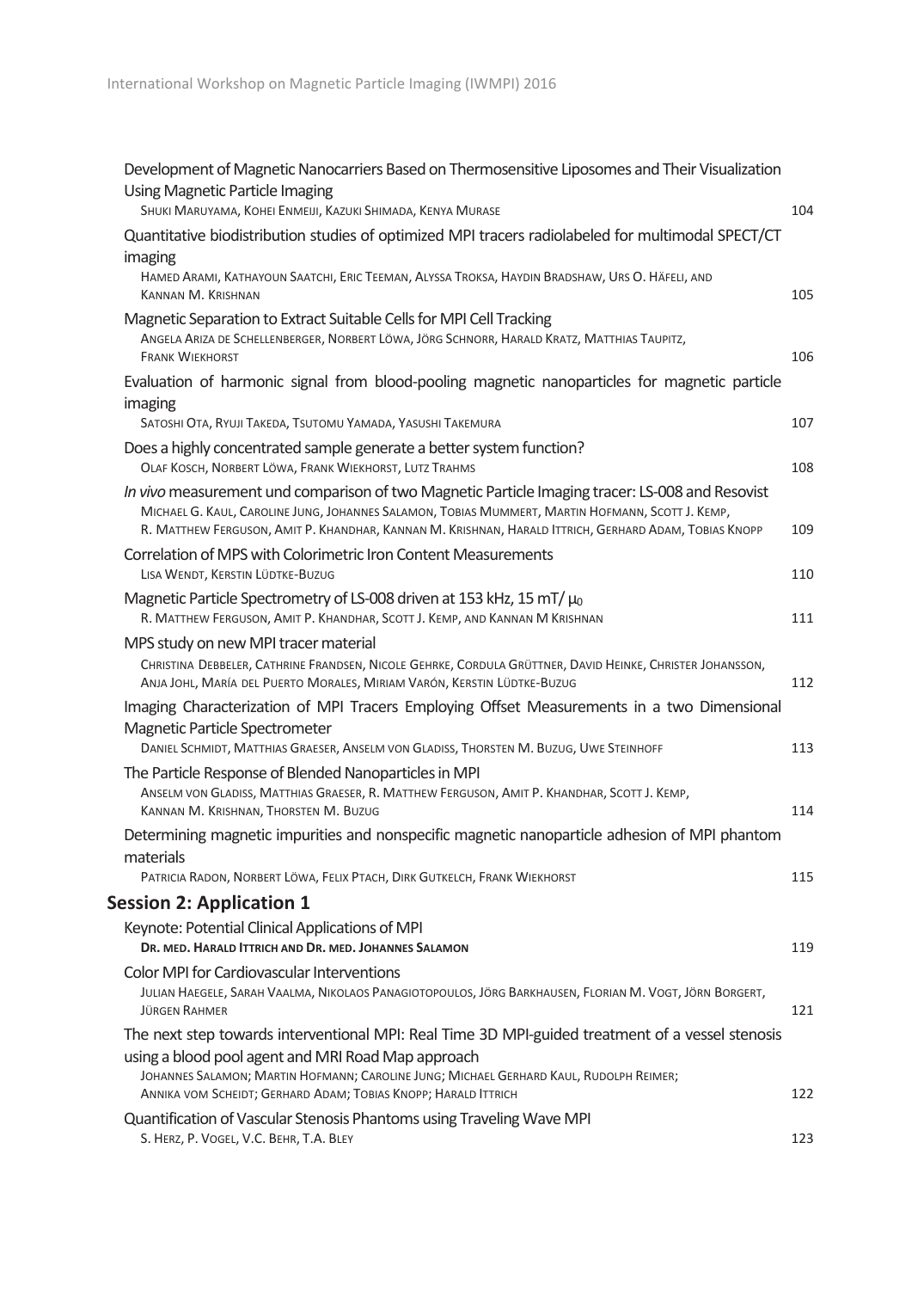Development of Magnetic Nanocarriers Based on Thermosensitive Liposomes and Their Visualization Using Magnetic Particle Imaging
SHUKI MARUYAMA, KOHEI ENMEIJI, KAZUKI SHIMADA, KENYA MURASE — 104

Quantitative biodistribution studies of optimized MPI tracers radiolabeled for multimodal SPECT/CT imaging
HAMED ARAMI, KATHAYOUN SAATCHI, ERIC TEEMAN, ALYSSA TROKSA, HAYDIN BRADSHAW, URS O. HÄFELI, AND KANNAN M. KRISHNAN — 105

Magnetic Separation to Extract Suitable Cells for MPI Cell Tracking
ANGELA ARIZA DE SCHELLENBERGER, NORBERT LÖWA, JÖRG SCHNORR, HARALD KRATZ, MATTHIAS TAUPITZ, FRANK WIEKHORST — 106

Evaluation of harmonic signal from blood-pooling magnetic nanoparticles for magnetic particle imaging
SATOSHI OTA, RYUJI TAKEDA, TSUTOMU YAMADA, YASUSHI TAKEMURA — 107

Does a highly concentrated sample generate a better system function?
OLAF KOSCH, NORBERT LÖWA, FRANK WIEKHORST, LUTZ TRAHMS — 108

*In vivo* measurement und comparison of two Magnetic Particle Imaging tracer: LS-008 and Resovist
MICHAEL G. KAUL, CAROLINE JUNG, JOHANNES SALAMON, TOBIAS MUMMERT, MARTIN HOFMANN, SCOTT J. KEMP, R. MATTHEW FERGUSON, AMIT P. KHANDHAR, KANNAN M. KRISHNAN, HARALD ITTRICH, GERHARD ADAM, TOBIAS KNOPP — 109

Correlation of MPS with Colorimetric Iron Content Measurements
LISA WENDT, KERSTIN LÜDTKE-BUZUG — 110

Magnetic Particle Spectrometry of LS-008 driven at 153 kHz, 15 mT/ $\mu_0$
R. MATTHEW FERGUSON, AMIT P. KHANDHAR, SCOTT J. KEMP, AND KANNAN M KRISHNAN — 111

MPS study on new MPI tracer material
CHRISTINA DEBBELER, CATHRINE FRANDSEN, NICOLE GEHRKE, CORDULA GRÜTTNER, DAVID HEINKE, CHRISTER JOHANSSON, ANJA JOHL, MARÍA DEL PUERTO MORALES, MIRIAM VARÓN, KERSTIN LÜDTKE-BUZUG — 112

Imaging Characterization of MPI Tracers Employing Offset Measurements in a two Dimensional Magnetic Particle Spectrometer
DANIEL SCHMIDT, MATTHIAS GRAESER, ANSELM VON GLADISS, THORSTEN M. BUZUG, UWE STEINHOFF — 113

The Particle Response of Blended Nanoparticles in MPI
ANSELM VON GLADISS, MATTHIAS GRAESER, R. MATTHEW FERGUSON, AMIT P. KHANDHAR, SCOTT J. KEMP, KANNAN M. KRISHNAN, THORSTEN M. BUZUG — 114

Determining magnetic impurities and nonspecific magnetic nanoparticle adhesion of MPI phantom materials
PATRICIA RADON, NORBERT LÖWA, FELIX PTACH, DIRK GUTKELCH, FRANK WIEKHORST — 115

## Session 2: Application 1

Keynote: Potential Clinical Applications of MPI
**DR. MED. HARALD ITTRICH AND DR. MED. JOHANNES SALAMON** — 119

Color MPI for Cardiovascular Interventions
JULIAN HAEGELE, SARAH VAALMA, NIKOLAOS PANAGIOTOPOULOS, JÖRG BARKHAUSEN, FLORIAN M. VOGT, JÖRN BORGERT, JÜRGEN RAHMER — 121

The next step towards interventional MPI: Real Time 3D MPI-guided treatment of a vessel stenosis using a blood pool agent and MRI Road Map approach
JOHANNES SALAMON; MARTIN HOFMANN; CAROLINE JUNG; MICHAEL GERHARD KAUL, RUDOLPH REIMER; ANNIKA VOM SCHEIDT; GERHARD ADAM; TOBIAS KNOPP; HARALD ITTRICH — 122

Quantification of Vascular Stenosis Phantoms using Traveling Wave MPI
S. HERZ, P. VOGEL, V.C. BEHR, T.A. BLEY — 123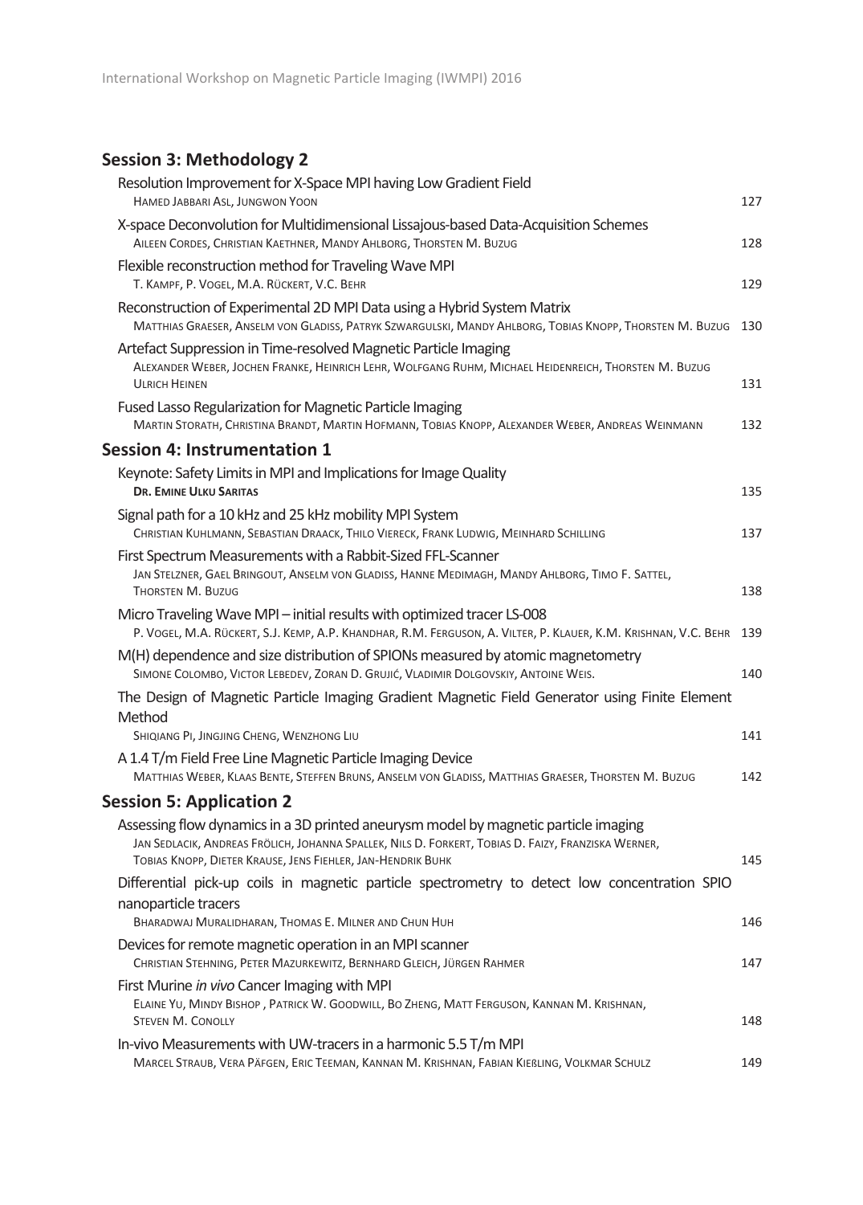## Session 3: Methodology 2

Resolution Improvement for X-Space MPI having Low Gradient Field
HAMED JABBARI ASL, JUNGWON YOON ... 127

X-space Deconvolution for Multidimensional Lissajous-based Data-Acquisition Schemes
AILEEN CORDES, CHRISTIAN KAETHNER, MANDY AHLBORG, THORSTEN M. BUZUG ... 128

Flexible reconstruction method for Traveling Wave MPI
T. KAMPF, P. VOGEL, M.A. RÜCKERT, V.C. BEHR ... 129

Reconstruction of Experimental 2D MPI Data using a Hybrid System Matrix
MATTHIAS GRAESER, ANSELM VON GLADISS, PATRYK SZWARGULSKI, MANDY AHLBORG, TOBIAS KNOPP, THORSTEN M. BUZUG ... 130

Artefact Suppression in Time-resolved Magnetic Particle Imaging
ALEXANDER WEBER, JOCHEN FRANKE, HEINRICH LEHR, WOLFGANG RUHM, MICHAEL HEIDENREICH, THORSTEN M. BUZUG ULRICH HEINEN ... 131

Fused Lasso Regularization for Magnetic Particle Imaging
MARTIN STORATH, CHRISTINA BRANDT, MARTIN HOFMANN, TOBIAS KNOPP, ALEXANDER WEBER, ANDREAS WEINMANN ... 132

## Session 4: Instrumentation 1

Keynote: Safety Limits in MPI and Implications for Image Quality
**DR. EMINE ULKU SARITAS** ... 135

Signal path for a 10 kHz and 25 kHz mobility MPI System
CHRISTIAN KUHLMANN, SEBASTIAN DRAACK, THILO VIERECK, FRANK LUDWIG, MEINHARD SCHILLING ... 137

First Spectrum Measurements with a Rabbit-Sized FFL-Scanner
JAN STELZNER, GAEL BRINGOUT, ANSELM VON GLADISS, HANNE MEDIMAGH, MANDY AHLBORG, TIMO F. SATTEL, THORSTEN M. BUZUG ... 138

Micro Traveling Wave MPI – initial results with optimized tracer LS-008
P. VOGEL, M.A. RÜCKERT, S.J. KEMP, A.P. KHANDHAR, R.M. FERGUSON, A. VILTER, P. KLAUER, K.M. KRISHNAN, V.C. BEHR ... 139

M(H) dependence and size distribution of SPIONs measured by atomic magnetometry
SIMONE COLOMBO, VICTOR LEBEDEV, ZORAN D. GRUJIĆ, VLADIMIR DOLGOVSKIY, ANTOINE WEIS. ... 140

The Design of Magnetic Particle Imaging Gradient Magnetic Field Generator using Finite Element Method
SHIQIANG PI, JINGJING CHENG, WENZHONG LIU ... 141

A 1.4 T/m Field Free Line Magnetic Particle Imaging Device
MATTHIAS WEBER, KLAAS BENTE, STEFFEN BRUNS, ANSELM VON GLADISS, MATTHIAS GRAESER, THORSTEN M. BUZUG ... 142

## Session 5: Application 2

Assessing flow dynamics in a 3D printed aneurysm model by magnetic particle imaging
JAN SEDLACIK, ANDREAS FRÖLICH, JOHANNA SPALLEK, NILS D. FORKERT, TOBIAS D. FAIZY, FRANZISKA WERNER, TOBIAS KNOPP, DIETER KRAUSE, JENS FIEHLER, JAN-HENDRIK BUHK ... 145

Differential pick-up coils in magnetic particle spectrometry to detect low concentration SPIO nanoparticle tracers
BHARADWAJ MURALIDHARAN, THOMAS E. MILNER AND CHUN HUH ... 146

Devices for remote magnetic operation in an MPI scanner
CHRISTIAN STEHNING, PETER MAZURKEWITZ, BERNHARD GLEICH, JÜRGEN RAHMER ... 147

First Murine *in vivo* Cancer Imaging with MPI
ELAINE YU, MINDY BISHOP , PATRICK W. GOODWILL, BO ZHENG, MATT FERGUSON, KANNAN M. KRISHNAN, STEVEN M. CONOLLY ... 148

In-vivo Measurements with UW-tracers in a harmonic 5.5 T/m MPI
MARCEL STRAUB, VERA PÄFGEN, ERIC TEEMAN, KANNAN M. KRISHNAN, FABIAN KIEßLING, VOLKMAR SCHULZ ... 149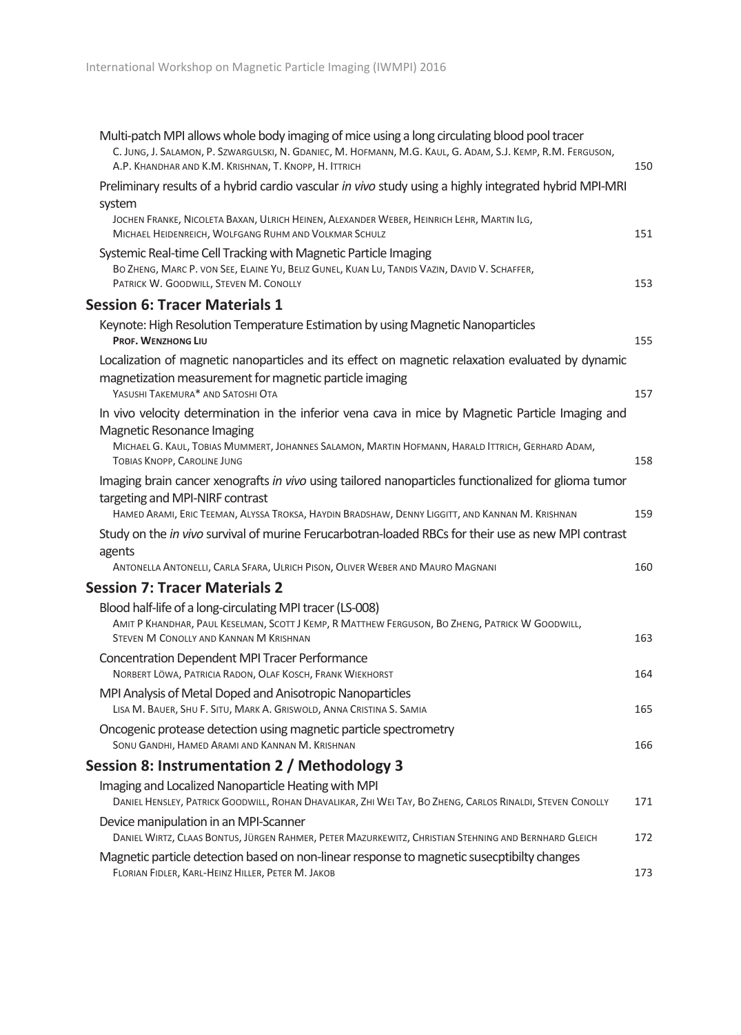Multi-patch MPI allows whole body imaging of mice using a long circulating blood pool tracer
C. Jung, J. Salamon, P. Szwargulski, N. Gdaniec, M. Hofmann, M.G. Kaul, G. Adam, S.J. Kemp, R.M. Ferguson, A.P. Khandhar and K.M. Krishnan, T. Knopp, H. Ittrich — 150

Preliminary results of a hybrid cardio vascular *in vivo* study using a highly integrated hybrid MPI-MRI system
Jochen Franke, Nicoleta Baxan, Ulrich Heinen, Alexander Weber, Heinrich Lehr, Martin Ilg, Michael Heidenreich, Wolfgang Ruhm and Volkmar Schulz — 151

Systemic Real-time Cell Tracking with Magnetic Particle Imaging
Bo Zheng, Marc P. von See, Elaine Yu, Beliz Gunel, Kuan Lu, Tandis Vazin, David V. Schaffer, Patrick W. Goodwill, Steven M. Conolly — 153

## Session 6: Tracer Materials 1

Keynote: High Resolution Temperature Estimation by using Magnetic Nanoparticles
**Prof. Wenzhong Liu** — 155

Localization of magnetic nanoparticles and its effect on magnetic relaxation evaluated by dynamic magnetization measurement for magnetic particle imaging
Yasushi Takemura* and Satoshi Ota — 157

In vivo velocity determination in the inferior vena cava in mice by Magnetic Particle Imaging and Magnetic Resonance Imaging
Michael G. Kaul, Tobias Mummert, Johannes Salamon, Martin Hofmann, Harald Ittrich, Gerhard Adam, Tobias Knopp, Caroline Jung — 158

Imaging brain cancer xenografts *in vivo* using tailored nanoparticles functionalized for glioma tumor targeting and MPI-NIRF contrast
Hamed Arami, Eric Teeman, Alyssa Troksa, Haydin Bradshaw, Denny Liggitt, and Kannan M. Krishnan — 159

Study on the *in vivo* survival of murine Ferucarbotran-loaded RBCs for their use as new MPI contrast agents
Antonella Antonelli, Carla Sfara, Ulrich Pison, Oliver Weber and Mauro Magnani — 160

## Session 7: Tracer Materials 2

Blood half-life of a long-circulating MPI tracer (LS-008)
Amit P Khandhar, Paul Keselman, Scott J Kemp, R Matthew Ferguson, Bo Zheng, Patrick W Goodwill, Steven M Conolly and Kannan M Krishnan — 163

Concentration Dependent MPI Tracer Performance
Norbert Löwa, Patricia Radon, Olaf Kosch, Frank Wiekhorst — 164

MPI Analysis of Metal Doped and Anisotropic Nanoparticles
Lisa M. Bauer, Shu F. Situ, Mark A. Griswold, Anna Cristina S. Samia — 165

Oncogenic protease detection using magnetic particle spectrometry
Sonu Gandhi, Hamed Arami and Kannan M. Krishnan — 166

## Session 8: Instrumentation 2 / Methodology 3

Imaging and Localized Nanoparticle Heating with MPI
Daniel Hensley, Patrick Goodwill, Rohan Dhavalikar, Zhi Wei Tay, Bo Zheng, Carlos Rinaldi, Steven Conolly — 171

Device manipulation in an MPI-Scanner
Daniel Wirtz, Claas Bontus, Jürgen Rahmer, Peter Mazurkewitz, Christian Stehning and Bernhard Gleich — 172

Magnetic particle detection based on non-linear response to magnetic susecptibilty changes
Florian Fidler, Karl-Heinz Hiller, Peter M. Jakob — 173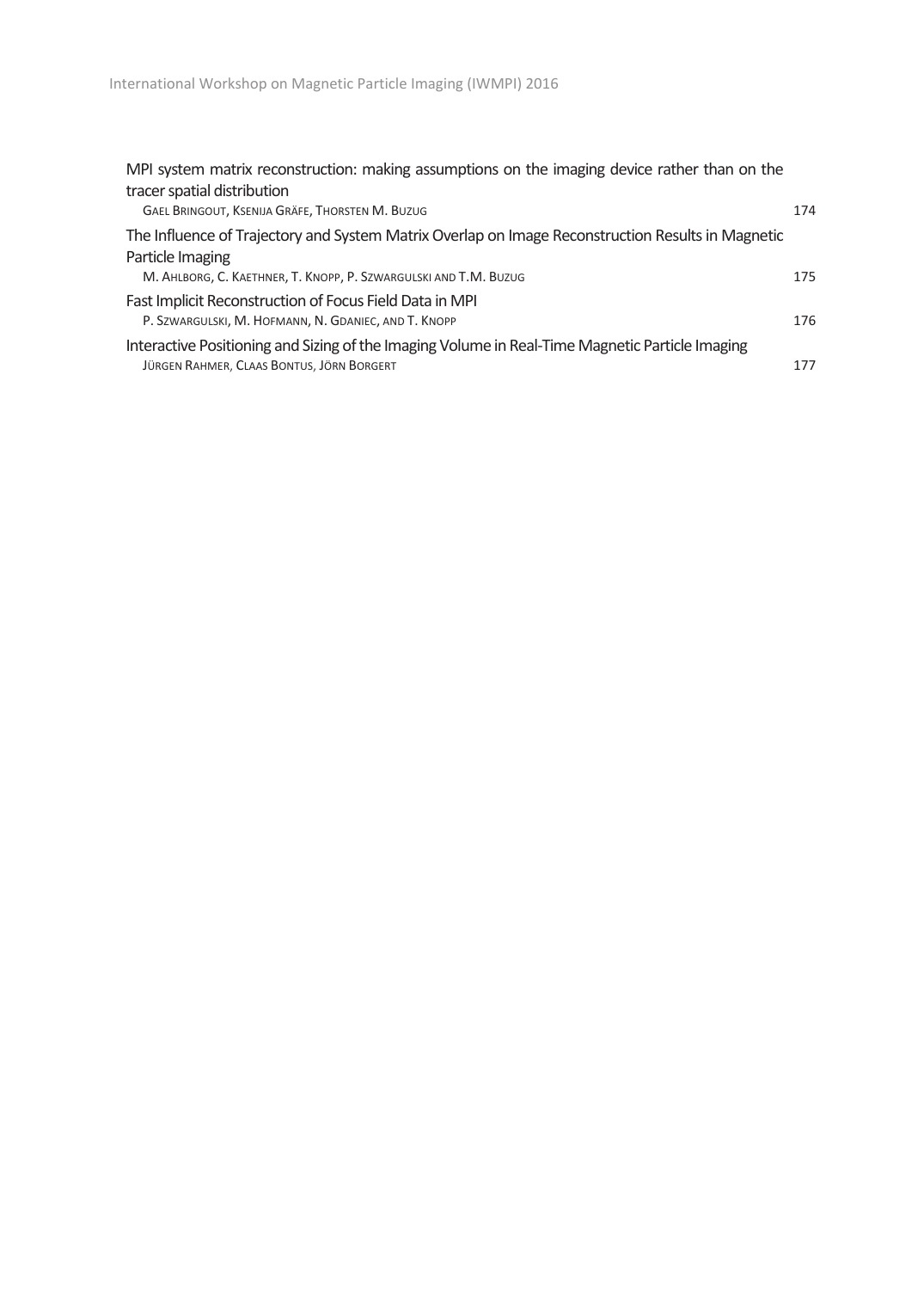MPI system matrix reconstruction: making assumptions on the imaging device rather than on the tracer spatial distribution
GAEL BRINGOUT, KSENIJA GRÄFE, THORSTEN M. BUZUG 174

The Influence of Trajectory and System Matrix Overlap on Image Reconstruction Results in Magnetic Particle Imaging
M. AHLBORG, C. KAETHNER, T. KNOPP, P. SZWARGULSKI AND T.M. BUZUG 175

Fast Implicit Reconstruction of Focus Field Data in MPI
P. SZWARGULSKI, M. HOFMANN, N. GDANIEC, AND T. KNOPP 176

Interactive Positioning and Sizing of the Imaging Volume in Real-Time Magnetic Particle Imaging
JÜRGEN RAHMER, CLAAS BONTUS, JÖRN BORGERT 177